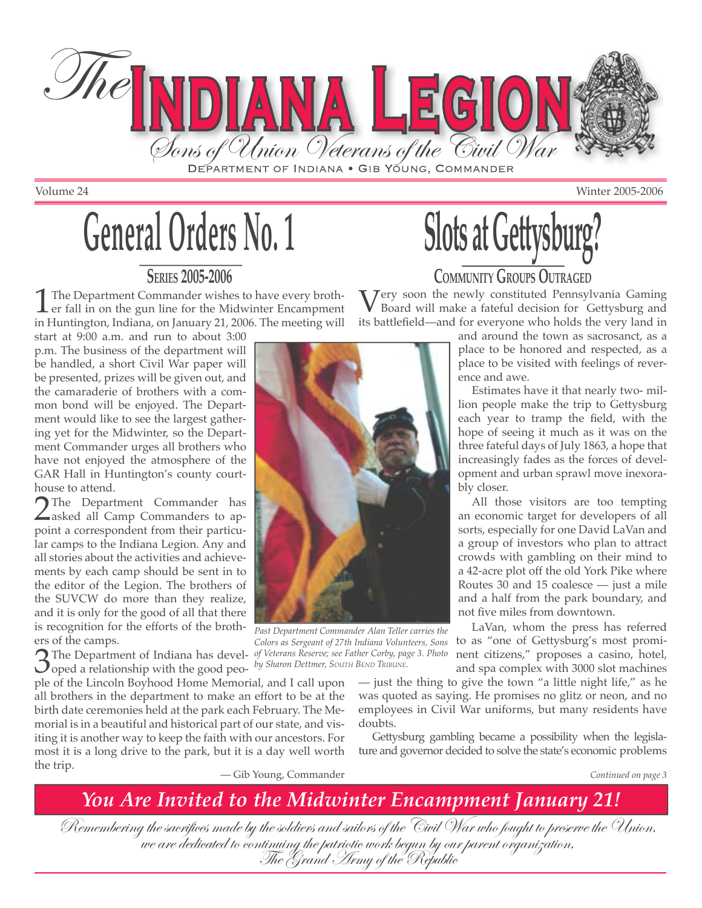# *The* Indiana Legion

*Sons of Union Veterans of the Civil War*

Department of Indiana • Gib Young, Commander

Volume 24 — Winter 2005-2006

## General Orders No. 1

### Series 2005-2006

1 The Department Commander wishes to have every brother fall in on the gun line for the Midwinter Encampment in Huntington, Indiana, on January 21, 2006. The meeting will start at 9:00 a.m. and run to about 3:00 p.m. The business of the department will be handled, a short Civil War paper will be presented, prizes will be given out, and the camaraderie of brothers with a common bond will be enjoyed. The Department would like to see the largest gathering yet for the Midwinter, so the Department Commander urges all brothers who have not enjoyed the atmosphere of the GAR Hall in Huntington's county courthouse to attend.

2 The Department Commander has asked all Camp Commanders to appoint a correspondent from their particular camps to the Indiana Legion. Any and all stories about the activities and achievements by each camp should be sent in to the editor of the Legion. The brothers of the SUVCW do more than they realize, and it is only for the good of all that there is recognition for the efforts of the brothers of the camps.

3 The Department of Indiana has developed a relationship with the good people of the Lincoln Boyhood Home Memorial, and I call upon all brothers in the department to make an effort to be at the birth date ceremonies held at the park each February. The Memorial is in a beautiful and historical part of our state, and visiting it is another way to keep the faith with our ancestors. For most it is a long drive to the park, but it is a day well worth the trip.

— Gib Young, Commander

*Past Department Commander Alan Teller carries the Colors as Sergeant of 27th Indiana Volunteers, Sons of Veterans Reserve; see Father Corby, page 3. Photo by Sharon Dettmer, South Bend Tribune.*

## Slots at Gettysburg?

### Community Groups Outraged

Very soon the newly constituted Pennsylvania Gaming Board will make a fateful decision for Gettysburg and its battlefield—and for everyone who holds the very land in and around the town as sacrosanct, as a place to be honored and respected, as a place to be visited with feelings of reverence and awe.

Estimates have it that nearly two- million people make the trip to Gettysburg each year to tramp the field, with the hope of seeing it much as it was on the three fateful days of July 1863, a hope that increasingly fades as the forces of development and urban sprawl move inexorably closer.

All those visitors are too tempting an economic target for developers of all sorts, especially for one David LaVan and a group of investors who plan to attract crowds with gambling on their mind to a 42-acre plot off the old York Pike where Routes 30 and 15 coalesce — just a mile and a half from the park boundary, and not five miles from downtown.

LaVan, whom the press has referred to as "one of Gettysburg's most prominent citizens," proposes a casino, hotel, and spa complex with 3000 slot machines — just the thing to give the town "a little night life," as he was quoted as saying. He promises no glitz or neon, and no employees in Civil War uniforms, but many residents have doubts.

Gettysburg gambling became a possibility when the legislature and governor decided to solve the state's economic problems

*Continued on page 3*

***You Are Invited to the Midwinter Encampment January 21!***

*Remembering the sacrifices made by the soldiers and sailors of the Civil War who fought to preserve the Union, we are dedicated to continuing the patriotic work begun by our parent organization, The Grand Army of the Republic*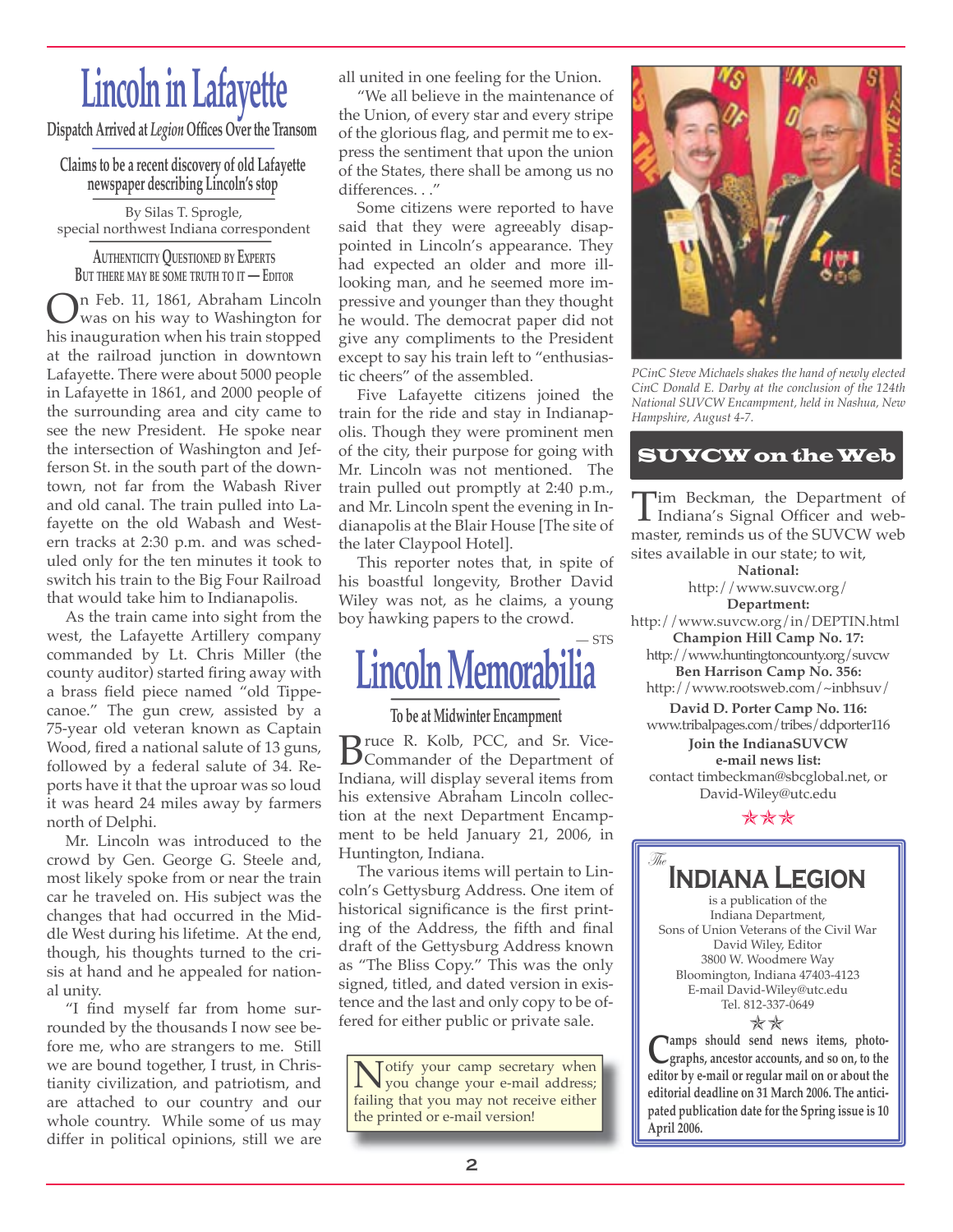# Lincoln in Lafayette

## Dispatch Arrived at *Legion* Offices Over the Transom

### Claims to be a recent discovery of old Lafayette newspaper describing Lincoln's stop

By Silas T. Sprogle,
special northwest Indiana correspondent

AUTHENTICITY QUESTIONED BY EXPERTS
BUT THERE MAY BE SOME TRUTH TO IT — EDITOR

On Feb. 11, 1861, Abraham Lincoln was on his way to Washington for his inauguration when his train stopped at the railroad junction in downtown Lafayette. There were about 5000 people in Lafayette in 1861, and 2000 people of the surrounding area and city came to see the new President. He spoke near the intersection of Washington and Jefferson St. in the south part of the downtown, not far from the Wabash River and old canal. The train pulled into Lafayette on the old Wabash and Western tracks at 2:30 p.m. and was scheduled only for the ten minutes it took to switch his train to the Big Four Railroad that would take him to Indianapolis.

As the train came into sight from the west, the Lafayette Artillery company commanded by Lt. Chris Miller (the county auditor) started firing away with a brass field piece named "old Tippecanoe." The gun crew, assisted by a 75-year old veteran known as Captain Wood, fired a national salute of 13 guns, followed by a federal salute of 34. Reports have it that the uproar was so loud it was heard 24 miles away by farmers north of Delphi.

Mr. Lincoln was introduced to the crowd by Gen. George G. Steele and, most likely spoke from or near the train car he traveled on. His subject was the changes that had occurred in the Middle West during his lifetime. At the end, though, his thoughts turned to the crisis at hand and he appealed for national unity.

"I find myself far from home surrounded by the thousands I now see before me, who are strangers to me. Still we are bound together, I trust, in Christianity civilization, and patriotism, and are attached to our country and our whole country. While some of us may differ in political opinions, still we are all united in one feeling for the Union.

"We all believe in the maintenance of the Union, of every star and every stripe of the glorious flag, and permit me to express the sentiment that upon the union of the States, there shall be among us no differences. . ."

Some citizens were reported to have said that they were agreeably disappointed in Lincoln's appearance. They had expected an older and more ill-looking man, and he seemed more impressive and younger than they thought he would. The democrat paper did not give any compliments to the President except to say his train left to "enthusiastic cheers" of the assembled.

Five Lafayette citizens joined the train for the ride and stay in Indianapolis. Though they were prominent men of the city, their purpose for going with Mr. Lincoln was not mentioned. The train pulled out promptly at 2:40 p.m., and Mr. Lincoln spent the evening in Indianapolis at the Blair House [The site of the later Claypool Hotel].

This reporter notes that, in spite of his boastful longevity, Brother David Wiley was not, as he claims, a young boy hawking papers to the crowd.

— STS

# Lincoln Memorabilia

## To be at Midwinter Encampment

Bruce R. Kolb, PCC, and Sr. Vice-Commander of the Department of Indiana, will display several items from his extensive Abraham Lincoln collection at the next Department Encampment to be held January 21, 2006, in Huntington, Indiana.

The various items will pertain to Lincoln's Gettysburg Address. One item of historical significance is the first printing of the Address, the fifth and final draft of the Gettysburg Address known as "The Bliss Copy." This was the only signed, titled, and dated version in existence and the last and only copy to be offered for either public or private sale.

Notify your camp secretary when you change your e-mail address; failing that you may not receive either the printed or e-mail version!

*PCinC Steve Michaels shakes the hand of newly elected CinC Donald E. Darby at the conclusion of the 124th National SUVCW Encampment, held in Nashua, New Hampshire, August 4-7.*

## SUVCW on the Web

Tim Beckman, the Department of Indiana's Signal Officer and webmaster, reminds us of the SUVCW web sites available in our state; to wit,

**National:**
http://www.suvcw.org/

**Department:**
http://www.suvcw.org/in/DEPTIN.html

**Champion Hill Camp No. 17:**
http://www.huntingtoncounty.org/suvcw

**Ben Harrison Camp No. 356:**
http://www.rootsweb.com/~inbhsuv/

**David D. Porter Camp No. 116:**
www.tribalpages.com/tribes/ddporter116

**Join the IndianaSUVCW e-mail news list:**
contact timbeckman@sbcglobal.net, or David-Wiley@utc.edu

★★★

*The* **INDIANA LEGION**
is a publication of the
Indiana Department,
Sons of Union Veterans of the Civil War
David Wiley, Editor
3800 W. Woodmere Way
Bloomington, Indiana 47403-4123
E-mail David-Wiley@utc.edu
Tel. 812-337-0649

★★

**Camps should send news items, photographs, ancestor accounts, and so on, to the editor by e-mail or regular mail on or about the editorial deadline on 31 March 2006. The anticipated publication date for the Spring issue is 10 April 2006.**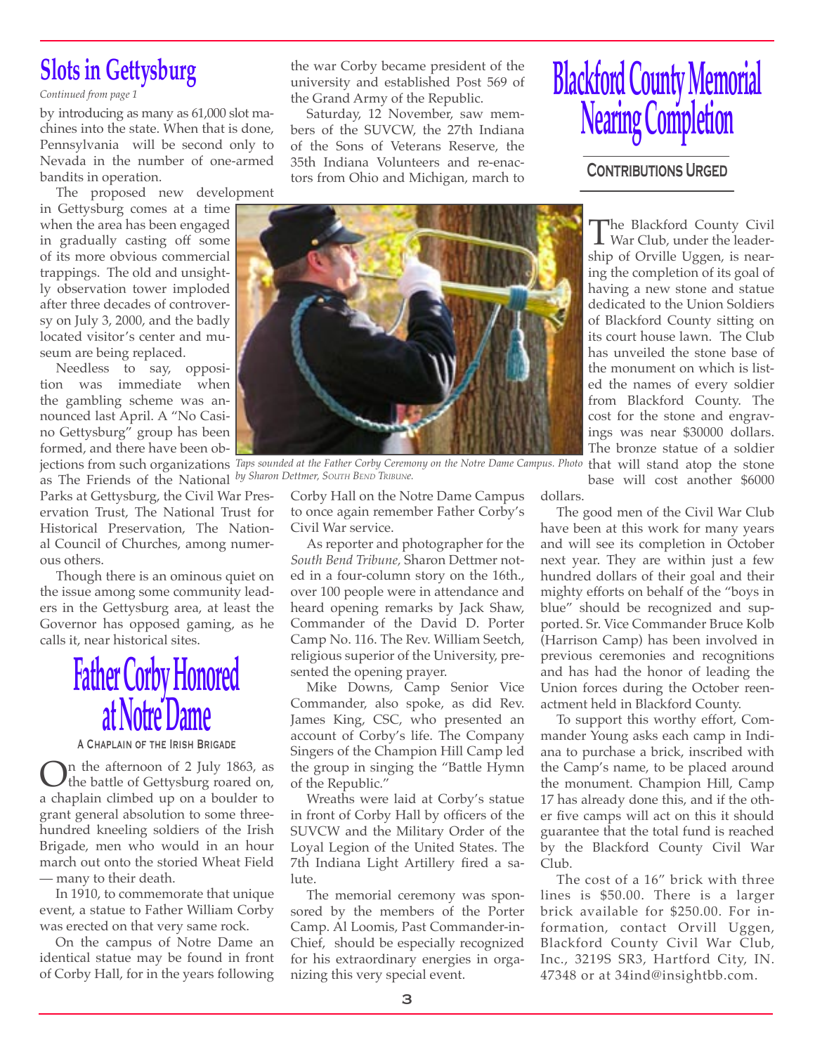## Slots in Gettysburg

*Continued from page 1*

by introducing as many as 61,000 slot machines into the state. When that is done, Pennsylvania will be second only to Nevada in the number of one-armed bandits in operation.

The proposed new development in Gettysburg comes at a time when the area has been engaged in gradually casting off some of its more obvious commercial trappings. The old and unsightly observation tower imploded after three decades of controversy on July 3, 2000, and the badly located visitor's center and museum are being replaced.

Needless to say, opposition was immediate when the gambling scheme was announced last April. A "No Casino Gettysburg" group has been formed, and there have been objections from such organizations as The Friends of the National Parks at Gettysburg, the Civil War Preservation Trust, The National Trust for Historical Preservation, The National Council of Churches, among numerous others.

Though there is an ominous quiet on the issue among some community leaders in the Gettysburg area, at least the Governor has opposed gaming, as he calls it, near historical sites.

## Father Corby Honored at Notre Dame

**A Chaplain of the Irish Brigade**

On the afternoon of 2 July 1863, as the battle of Gettysburg roared on, a chaplain climbed up on a boulder to grant general absolution to some three-hundred kneeling soldiers of the Irish Brigade, men who would in an hour march out onto the storied Wheat Field — many to their death.

In 1910, to commemorate that unique event, a statue to Father William Corby was erected on that very same rock.

On the campus of Notre Dame an identical statue may be found in front of Corby Hall, for in the years following the war Corby became president of the university and established Post 569 of the Grand Army of the Republic.

Saturday, 12 November, saw members of the SUVCW, the 27th Indiana of the Sons of Veterans Reserve, the 35th Indiana Volunteers and re-enactors from Ohio and Michigan, march to Corby Hall on the Notre Dame Campus to once again remember Father Corby's Civil War service.

*Taps sounded at the Father Corby Ceremony on the Notre Dame Campus. Photo by Sharon Dettmer, South Bend Tribune.*

As reporter and photographer for the *South Bend Tribune,* Sharon Dettmer noted in a four-column story on the 16th., over 100 people were in attendance and heard opening remarks by Jack Shaw, Commander of the David D. Porter Camp No. 116. The Rev. William Seetch, religious superior of the University, presented the opening prayer.

Mike Downs, Camp Senior Vice Commander, also spoke, as did Rev. James King, CSC, who presented an account of Corby's life. The Company Singers of the Champion Hill Camp led the group in singing the "Battle Hymn of the Republic."

Wreaths were laid at Corby's statue in front of Corby Hall by officers of the SUVCW and the Military Order of the Loyal Legion of the United States. The 7th Indiana Light Artillery fired a salute.

The memorial ceremony was sponsored by the members of the Porter Camp. Al Loomis, Past Commander-in-Chief, should be especially recognized for his extraordinary energies in organizing this very special event.

## Blackford County Memorial Nearing Completion

**Contributions Urged**

The Blackford County Civil War Club, under the leadership of Orville Uggen, is nearing the completion of its goal of having a new stone and statue dedicated to the Union Soldiers of Blackford County sitting on its court house lawn. The Club has unveiled the stone base of the monument on which is listed the names of every soldier from Blackford County. The cost for the stone and engravings was near $30000 dollars. The bronze statue of a soldier that will stand atop the stone base will cost another $6000 dollars.

The good men of the Civil War Club have been at this work for many years and will see its completion in October next year. They are within just a few hundred dollars of their goal and their mighty efforts on behalf of the "boys in blue" should be recognized and supported. Sr. Vice Commander Bruce Kolb (Harrison Camp) has been involved in previous ceremonies and recognitions and has had the honor of leading the Union forces during the October reenactment held in Blackford County.

To support this worthy effort, Commander Young asks each camp in Indiana to purchase a brick, inscribed with the Camp's name, to be placed around the monument. Champion Hill, Camp 17 has already done this, and if the other five camps will act on this it should guarantee that the total fund is reached by the Blackford County Civil War Club.

The cost of a 16" brick with three lines is $50.00. There is a larger brick available for $250.00. For information, contact Orvill Uggen, Blackford County Civil War Club, Inc., 3219S SR3, Hartford City, IN. 47348 or at 34ind@insightbb.com.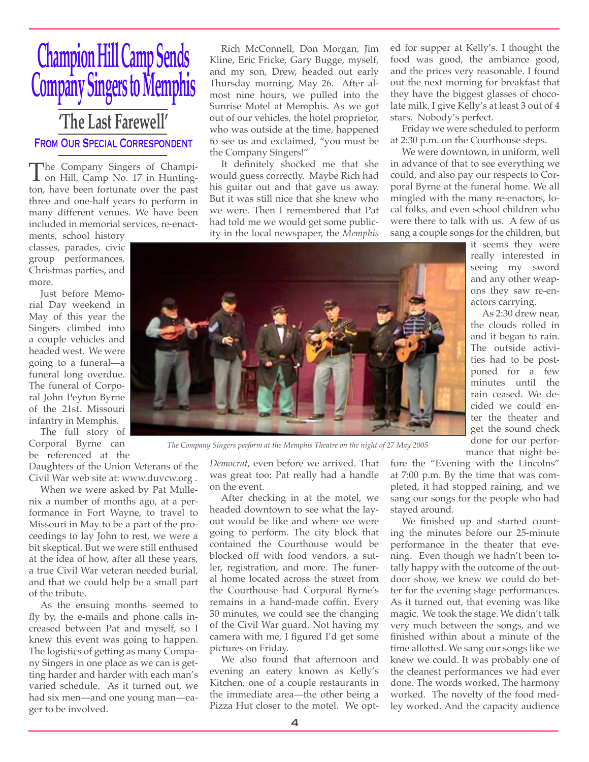# Champion Hill Camp Sends Company Singers to Memphis

## 'The Last Farewell'

**FROM OUR SPECIAL CORRESPONDENT**

The Company Singers of Champion Hill, Camp No. 17 in Huntington, have been fortunate over the past three and one-half years to perform in many different venues. We have been included in memorial services, re-enactments, school history classes, parades, civic group performances, Christmas parties, and more.

Just before Memorial Day weekend in May of this year the Singers climbed into a couple vehicles and headed west. We were going to a funeral—a funeral long overdue. The funeral of Corporal John Peyton Byrne of the 21st. Missouri infantry in Memphis.

The full story of Corporal Byrne can be referenced at the Daughters of the Union Veterans of the Civil War web site at: www.duvcw.org .

When we were asked by Pat Mullenix a number of months ago, at a performance in Fort Wayne, to travel to Missouri in May to be a part of the proceedings to lay John to rest, we were a bit skeptical. But we were still enthused at the idea of how, after all these years, a true Civil War veteran needed burial, and that we could help be a small part of the tribute.

As the ensuing months seemed to fly by, the e-mails and phone calls increased between Pat and myself, so I knew this event was going to happen. The logistics of getting as many Company Singers in one place as we can is getting harder and harder with each man's varied schedule. As it turned out, we had six men—and one young man—eager to be involved.

Rich McConnell, Don Morgan, Jim Kline, Eric Fricke, Gary Bugge, myself, and my son, Drew, headed out early Thursday morning, May 26. After almost nine hours, we pulled into the Sunrise Motel at Memphis. As we got out of our vehicles, the hotel proprietor, who was outside at the time, happened to see us and exclaimed, "you must be the Company Singers!"

It definitely shocked me that she would guess correctly. Maybe Rich had his guitar out and that gave us away. But it was still nice that she knew who we were. Then I remembered that Pat had told me we would get some publicity in the local newspaper, the *Memphis Democrat*, even before we arrived. That was great too: Pat really had a handle on the event.

After checking in at the motel, we headed downtown to see what the layout would be like and where we were going to perform. The city block that contained the Courthouse would be blocked off with food vendors, a sutler, registration, and more. The funeral home located across the street from the Courthouse had Corporal Byrne's remains in a hand-made coffin. Every 30 minutes, we could see the changing of the Civil War guard. Not having my camera with me, I figured I'd get some pictures on Friday.

We also found that afternoon and evening an eatery known as Kelly's Kitchen, one of a couple restaurants in the immediate area—the other being a Pizza Hut closer to the motel. We opted for supper at Kelly's. I thought the food was good, the ambiance good, and the prices very reasonable. I found out the next morning for breakfast that they have the biggest glasses of chocolate milk. I give Kelly's at least 3 out of 4 stars. Nobody's perfect.

*The Company Singers perform at the Memphis Theatre on the night of 27 May 2005*

Friday we were scheduled to perform at 2:30 p.m. on the Courthouse steps.

We were downtown, in uniform, well in advance of that to see everything we could, and also pay our respects to Corporal Byrne at the funeral home. We all mingled with the many re-enactors, local folks, and even school children who were there to talk with us. A few of us sang a couple songs for the children, but it seems they were really interested in seeing my sword and any other weapons they saw re-enactors carrying.

As 2:30 drew near, the clouds rolled in and it began to rain. The outside activities had to be postponed for a few minutes until the rain ceased. We decided we could enter the theater and get the sound check done for our performance that night before the "Evening with the Lincolns" at 7:00 p.m. By the time that was completed, it had stopped raining, and we sang our songs for the people who had stayed around.

We finished up and started counting the minutes before our 25-minute performance in the theater that evening. Even though we hadn't been totally happy with the outcome of the outdoor show, we knew we could do better for the evening stage performances. As it turned out, that evening was like magic. We took the stage. We didn't talk very much between the songs, and we finished within about a minute of the time allotted. We sang our songs like we knew we could. It was probably one of the cleanest performances we had ever done. The words worked. The harmony worked. The novelty of the food medley worked. And the capacity audience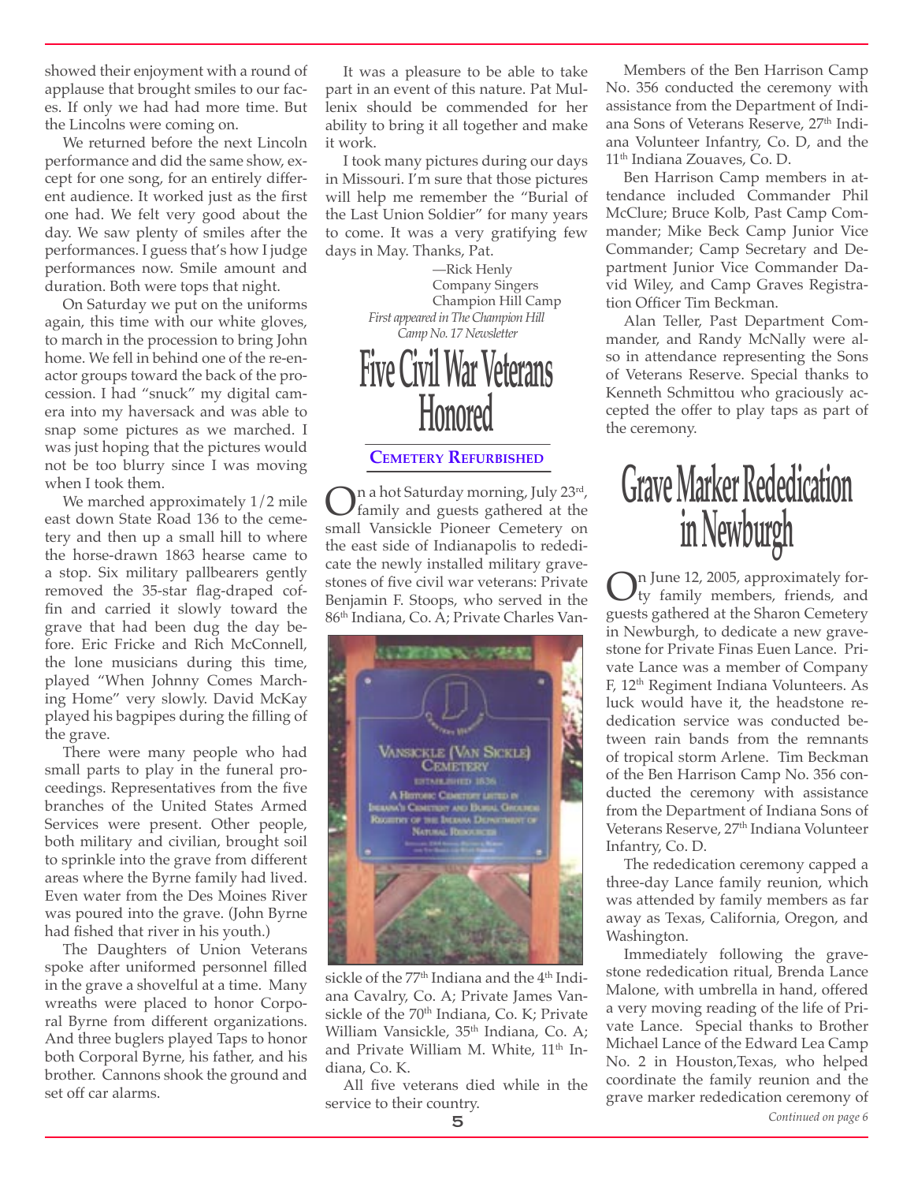showed their enjoyment with a round of applause that brought smiles to our faces. If only we had had more time. But the Lincolns were coming on.

We returned before the next Lincoln performance and did the same show, except for one song, for an entirely different audience. It worked just as the first one had. We felt very good about the day. We saw plenty of smiles after the performances. I guess that's how I judge performances now. Smile amount and duration. Both were tops that night.

On Saturday we put on the uniforms again, this time with our white gloves, to march in the procession to bring John home. We fell in behind one of the re-enactor groups toward the back of the procession. I had "snuck" my digital camera into my haversack and was able to snap some pictures as we marched. I was just hoping that the pictures would not be too blurry since I was moving when I took them.

We marched approximately 1/2 mile east down State Road 136 to the cemetery and then up a small hill to where the horse-drawn 1863 hearse came to a stop. Six military pallbearers gently removed the 35-star flag-draped coffin and carried it slowly toward the grave that had been dug the day before. Eric Fricke and Rich McConnell, the lone musicians during this time, played "When Johnny Comes Marching Home" very slowly. David McKay played his bagpipes during the filling of the grave.

There were many people who had small parts to play in the funeral proceedings. Representatives from the five branches of the United States Armed Services were present. Other people, both military and civilian, brought soil to sprinkle into the grave from different areas where the Byrne family had lived. Even water from the Des Moines River was poured into the grave. (John Byrne had fished that river in his youth.)

The Daughters of Union Veterans spoke after uniformed personnel filled in the grave a shovelful at a time. Many wreaths were placed to honor Corporal Byrne from different organizations. And three buglers played Taps to honor both Corporal Byrne, his father, and his brother. Cannons shook the ground and set off car alarms.

It was a pleasure to be able to take part in an event of this nature. Pat Mullenix should be commended for her ability to bring it all together and make it work.

I took many pictures during our days in Missouri. I'm sure that those pictures will help me remember the "Burial of the Last Union Soldier" for many years to come. It was a very gratifying few days in May. Thanks, Pat.

—Rick Henly
Company Singers
Champion Hill Camp

*First appeared in The Champion Hill Camp No. 17 Newsletter*

# Five Civil War Veterans Honored

## Cemetery Refurbished

On a hot Saturday morning, July 23rd, family and guests gathered at the small Vansickle Pioneer Cemetery on the east side of Indianapolis to rededicate the newly installed military gravestones of five civil war veterans: Private Benjamin F. Stoops, who served in the 86th Indiana, Co. A; Private Charles Vansickle of the 77th Indiana and the 4th Indiana Cavalry, Co. A; Private James Vansickle of the 70th Indiana, Co. K; Private William Vansickle, 35th Indiana, Co. A; and Private William M. White, 11th Indiana, Co. K.

All five veterans died while in the service to their country.

Members of the Ben Harrison Camp No. 356 conducted the ceremony with assistance from the Department of Indiana Sons of Veterans Reserve, 27th Indiana Volunteer Infantry, Co. D, and the 11th Indiana Zouaves, Co. D.

Ben Harrison Camp members in attendance included Commander Phil McClure; Bruce Kolb, Past Camp Commander; Mike Beck Camp Junior Vice Commander; Camp Secretary and Department Junior Vice Commander David Wiley, and Camp Graves Registration Officer Tim Beckman.

Alan Teller, Past Department Commander, and Randy McNally were also in attendance representing the Sons of Veterans Reserve. Special thanks to Kenneth Schmittou who graciously accepted the offer to play taps as part of the ceremony.

# Grave Marker Rededication in Newburgh

On June 12, 2005, approximately forty family members, friends, and guests gathered at the Sharon Cemetery in Newburgh, to dedicate a new gravestone for Private Finas Euen Lance. Private Lance was a member of Company F, 12th Regiment Indiana Volunteers. As luck would have it, the headstone rededication service was conducted between rain bands from the remnants of tropical storm Arlene. Tim Beckman of the Ben Harrison Camp No. 356 conducted the ceremony with assistance from the Department of Indiana Sons of Veterans Reserve, 27th Indiana Volunteer Infantry, Co. D.

The rededication ceremony capped a three-day Lance family reunion, which was attended by family members as far away as Texas, California, Oregon, and Washington.

Immediately following the gravestone rededication ritual, Brenda Lance Malone, with umbrella in hand, offered a very moving reading of the life of Private Lance. Special thanks to Brother Michael Lance of the Edward Lea Camp No. 2 in Houston,Texas, who helped coordinate the family reunion and the grave marker rededication ceremony of

*Continued on page 6*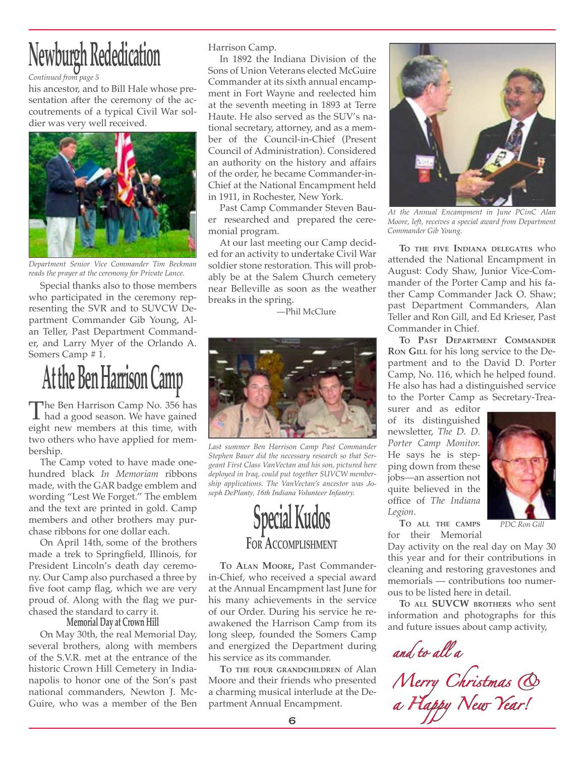# Newburgh Rededication

*Continued from page 5*

his ancestor, and to Bill Hale whose presentation after the ceremony of the accoutrements of a typical Civil War soldier was very well received.

*Department Senior Vice Commander Tim Beckman reads the prayer at the ceremony for Private Lance.*

Special thanks also to those members who participated in the ceremony representing the SVR and to SUVCW Department Commander Gib Young, Alan Teller, Past Department Commander, and Larry Myer of the Orlando A. Somers Camp # 1.

# At the Ben Harrison Camp

The Ben Harrison Camp No. 356 has had a good season. We have gained eight new members at this time, with two others who have applied for membership.

The Camp voted to have made one-hundred black *In Memoriam* ribbons made, with the GAR badge emblem and wording "Lest We Forget." The emblem and the text are printed in gold. Camp members and other brothers may purchase ribbons for one dollar each.

On April 14th, some of the brothers made a trek to Springfield, Illinois, for President Lincoln's death day ceremony. Our Camp also purchased a three by five foot camp flag, which we are very proud of. Along with the flag we purchased the standard to carry it.

### Memorial Day at Crown Hill

On May 30th, the real Memorial Day, several brothers, along with members of the S.V.R. met at the entrance of the historic Crown Hill Cemetery in Indianapolis to honor one of the Son's past national commanders, Newton J. McGuire, who was a member of the Ben Harrison Camp.

In 1892 the Indiana Division of the Sons of Union Veterans elected McGuire Commander at its sixth annual encampment in Fort Wayne and reelected him at the seventh meeting in 1893 at Terre Haute. He also served as the SUV's national secretary, attorney, and as a member of the Council-in-Chief (Present Council of Administration). Considered an authority on the history and affairs of the order, he became Commander-in-Chief at the National Encampment held in 1911, in Rochester, New York.

Past Camp Commander Steven Bauer researched and prepared the ceremonial program.

At our last meeting our Camp decided for an activity to undertake Civil War soldier stone restoration. This will probably be at the Salem Church cemetery near Belleville as soon as the weather breaks in the spring.

—Phil McClure

*Last summer Ben Harrison Camp Past Commander Stephen Bauer did the necessary research so that Sergeant First Class VanVectan and his son, pictured here deployed in Iraq, could put together SUVCW membership applications. The VanVectan's ancestor was Joseph DePlanty, 16th Indiana Volunteer Infantry.*

# Special Kudos
## For Accomplishment

**To Alan Moore,** Past Commander-in-Chief, who received a special award at the Annual Encampment last June for his many achievements in the service of our Order. During his service he reawakened the Harrison Camp from its long sleep, founded the Somers Camp and energized the Department during his service as its commander.

**To the four grandchildren** of Alan Moore and their friends who presented a charming musical interlude at the Department Annual Encampment.

*At the Annual Encampment in June PCinC Alan Moore, left, receives a special award from Department Commander Gib Young.*

**To the five Indiana delegates** who attended the National Encampment in August: Cody Shaw, Junior Vice-Commander of the Porter Camp and his father Camp Commander Jack O. Shaw; past Department Commanders, Alan Teller and Ron Gill, and Ed Krieser, Past Commander in Chief.

**To Past Department Commander Ron Gill** for his long service to the Department and to the David D. Porter Camp, No. 116, which he helped found. He also has had a distinguished service to the Porter Camp as Secretary-Treasurer and as editor of its distinguished newsletter, *The D. D. Porter Camp Monitor.* He says he is stepping down from these jobs—an assertion not quite believed in the office of *The Indiana Legion*.

*PDC Ron Gill*

**To all the camps** for their Memorial Day activity on the real day on May 30 this year and for their contributions in cleaning and restoring gravestones and memorials — contributions too numerous to be listed here in detail.

**To all SUVCW brothers** who sent information and photographs for this and future issues about camp activity,

*and to all a*

*Merry Christmas & a Happy New Year!*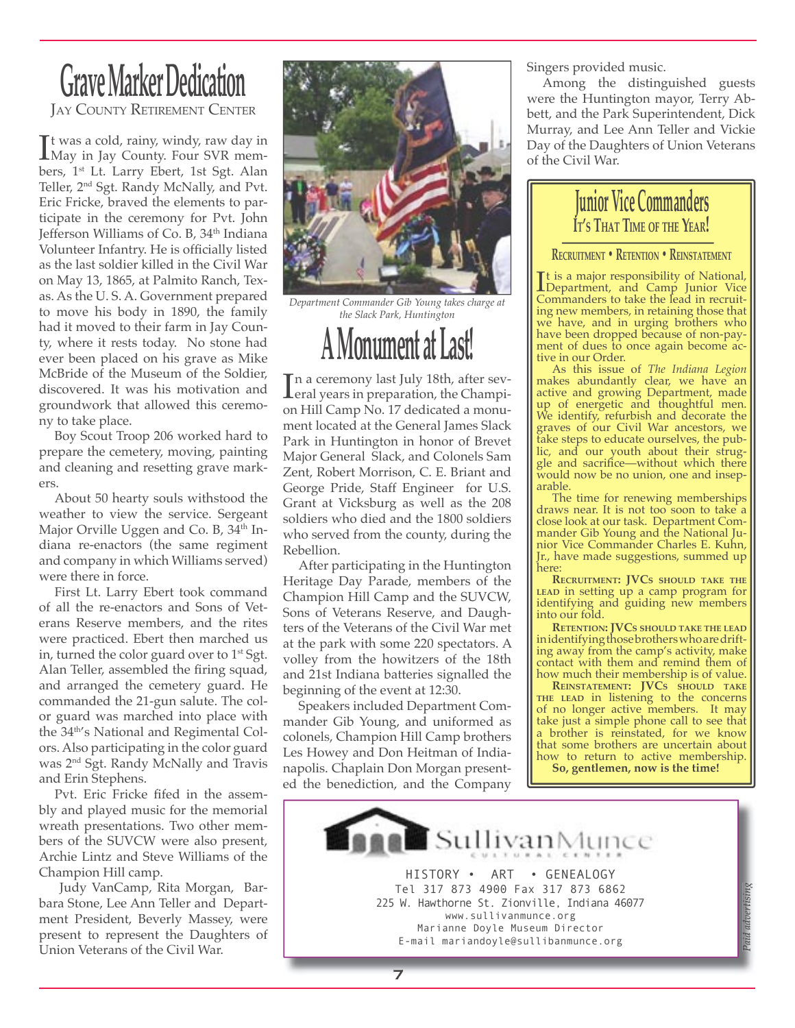# Grave Marker Dedication

## Jay County Retirement Center

It was a cold, rainy, windy, raw day in May in Jay County. Four SVR members, 1st Lt. Larry Ebert, 1st Sgt. Alan Teller, 2nd Sgt. Randy McNally, and Pvt. Eric Fricke, braved the elements to participate in the ceremony for Pvt. John Jefferson Williams of Co. B, 34th Indiana Volunteer Infantry. He is officially listed as the last soldier killed in the Civil War on May 13, 1865, at Palmito Ranch, Texas. As the U. S. A. Government prepared to move his body in 1890, the family had it moved to their farm in Jay County, where it rests today. No stone had ever been placed on his grave as Mike McBride of the Museum of the Soldier, discovered. It was his motivation and groundwork that allowed this ceremony to take place.

Boy Scout Troop 206 worked hard to prepare the cemetery, moving, painting and cleaning and resetting grave markers.

About 50 hearty souls withstood the weather to view the service. Sergeant Major Orville Uggen and Co. B, 34th Indiana re-enactors (the same regiment and company in which Williams served) were there in force.

First Lt. Larry Ebert took command of all the re-enactors and Sons of Veterans Reserve members, and the rites were practiced. Ebert then marched us in, turned the color guard over to 1st Sgt. Alan Teller, assembled the firing squad, and arranged the cemetery guard. He commanded the 21-gun salute. The color guard was marched into place with the 34th's National and Regimental Colors. Also participating in the color guard was 2nd Sgt. Randy McNally and Travis and Erin Stephens.

Pvt. Eric Fricke fifed in the assembly and played music for the memorial wreath presentations. Two other members of the SUVCW were also present, Archie Lintz and Steve Williams of the Champion Hill camp.

Judy VanCamp, Rita Morgan, Barbara Stone, Lee Ann Teller and Department President, Beverly Massey, were present to represent the Daughters of Union Veterans of the Civil War.

*Department Commander Gib Young takes charge at the Slack Park, Huntington*

# A Monument at Last!

In a ceremony last July 18th, after several years in preparation, the Champion Hill Camp No. 17 dedicated a monument located at the General James Slack Park in Huntington in honor of Brevet Major General Slack, and Colonels Sam Zent, Robert Morrison, C. E. Briant and George Pride, Staff Engineer for U.S. Grant at Vicksburg as well as the 208 soldiers who died and the 1800 soldiers who served from the county, during the Rebellion.

After participating in the Huntington Heritage Day Parade, members of the Champion Hill Camp and the SUVCW, Sons of Veterans Reserve, and Daughters of the Veterans of the Civil War met at the park with some 220 spectators. A volley from the howitzers of the 18th and 21st Indiana batteries signalled the beginning of the event at 12:30.

Speakers included Department Commander Gib Young, and uniformed as colonels, Champion Hill Camp brothers Les Howey and Don Heitman of Indianapolis. Chaplain Don Morgan presented the benediction, and the Company Singers provided music.

Among the distinguished guests were the Huntington mayor, Terry Abbett, and the Park Superintendent, Dick Murray, and Lee Ann Teller and Vickie Day of the Daughters of Union Veterans of the Civil War.

# Junior Vice Commanders

## It's That Time of the Year!

**Recruitment • Retention • Reinstatement**

It is a major responsibility of National, Department, and Camp Junior Vice Commanders to take the lead in recruiting new members, in retaining those that we have, and in urging brothers who have been dropped because of non-payment of dues to once again become active in our Order.

As this issue of *The Indiana Legion* makes abundantly clear, we have an active and growing Department, made up of energetic and thoughtful men. We identify, refurbish and decorate the graves of our Civil War ancestors, we take steps to educate ourselves, the public, and our youth about their struggle and sacrifice—without which there would now be no union, one and inseparable.

The time for renewing memberships draws near. It is not too soon to take a close look at our task. Department Commander Gib Young and the National Junior Vice Commander Charles E. Kuhn, Jr., have made suggestions, summed up here:

**Recruitment: JVCs should take the lead** in setting up a camp program for identifying and guiding new members into our fold.

**Retention: JVCs should take the lead** in identifying those brothers who are drifting away from the camp's activity, make contact with them and remind them of how much their membership is of value.

**Reinstatement: JVCs should take the lead** in listening to the concerns of no longer active members. It may take just a simple phone call to see that a brother is reinstated, for we know that some brothers are uncertain about how to return to active membership.

**So, gentlemen, now is the time!**

---

SullivanMunce Cultural Center

HISTORY • ART • GENEALOGY
Tel 317 873 4900 Fax 317 873 6862
225 W. Hawthorne St. Zionville, Indiana 46077
www.sullivanmunce.org
Marianne Doyle Museum Director
E-mail mariandoyle@sullibanmunce.org

*Paid advertising*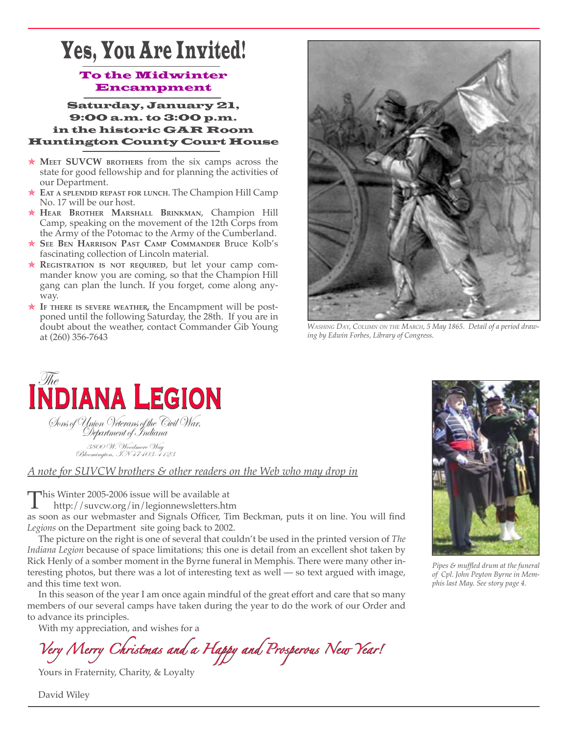# Yes, You Are Invited!

## To the Midwinter Encampment

### Saturday, January 21, 9:00 a.m. to 3:00 p.m. in the historic GAR Room Huntington County Court House

- **Meet SUVCW brothers** from the six camps across the state for good fellowship and for planning the activities of our Department.
- **Eat a splendid repast for lunch**. The Champion Hill Camp No. 17 will be our host.
- **Hear Brother Marshall Brinkman**, Champion Hill Camp, speaking on the movement of the 12th Corps from the Army of the Potomac to the Army of the Cumberland.
- **See Ben Harrison Past Camp Commander** Bruce Kolb's fascinating collection of Lincoln material.
- **Registration is not required**, but let your camp commander know you are coming, so that the Champion Hill gang can plan the lunch. If you forget, come along anyway.
- **If there is severe weather,** the Encampment will be postponed until the following Saturday, the 28th. If you are in doubt about the weather, contact Commander Gib Young at (260) 356-7643

*Washing Day, Column on the March, 5 May 1865. Detail of a period drawing by Edwin Forbes, Library of Congress.*

# *The* Indiana Legion

*Sons of Union Veterans of the Civil War, Department of Indiana*

*3800 W. Woodmere Way*
*Bloomington, IN 47403-4123*

## A note for SUVCW brothers & other readers on the Web who may drop in

This Winter 2005-2006 issue will be available at
http://suvcw.org/in/legionnewsletters.htm
as soon as our webmaster and Signals Officer, Tim Beckman, puts it on line. You will find *Legions* on the Department site going back to 2002.

The picture on the right is one of several that couldn't be used in the printed version of *The Indiana Legion* because of space limitations; this one is detail from an excellent shot taken by Rick Henly of a somber moment in the Byrne funeral in Memphis. There were many other interesting photos, but there was a lot of interesting text as well — so text argued with image, and this time text won.

In this season of the year I am once again mindful of the great effort and care that so many members of our several camps have taken during the year to do the work of our Order and to advance its principles.

With my appreciation, and wishes for a

*Very Merry Christmas and a Happy and Prosperous New Year!*

Yours in Fraternity, Charity, & Loyalty

David Wiley

*Pipes & muffled drum at the funeral of Cpl. John Peyton Byrne in Memphis last May. See story page 4.*